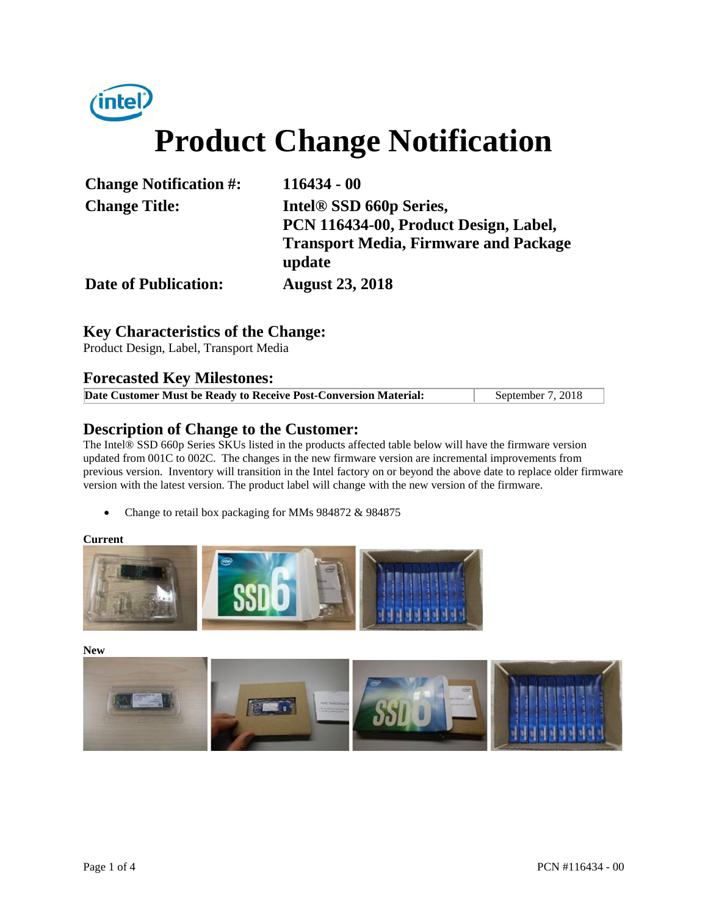# Product Change Notification

| | |
|---|---|
| **Change Notification #:** | **116434 - 00** |
| **Change Title:** | **Intel® SSD 660p Series, PCN 116434-00, Product Design, Label, Transport Media, Firmware and Package update** |
| **Date of Publication:** | **August 23, 2018** |

## Key Characteristics of the Change:

Product Design, Label, Transport Media

## Forecasted Key Milestones:

| | |
|---|---|
| **Date Customer Must be Ready to Receive Post-Conversion Material:** | September 7, 2018 |

## Description of Change to the Customer:

The Intel® SSD 660p Series SKUs listed in the products affected table below will have the firmware version updated from 001C to 002C. The changes in the new firmware version are incremental improvements from previous version. Inventory will transition in the Intel factory on or beyond the above date to replace older firmware version with the latest version. The product label will change with the new version of the firmware.

- Change to retail box packaging for MMs 984872 & 984875

**Current**

**New**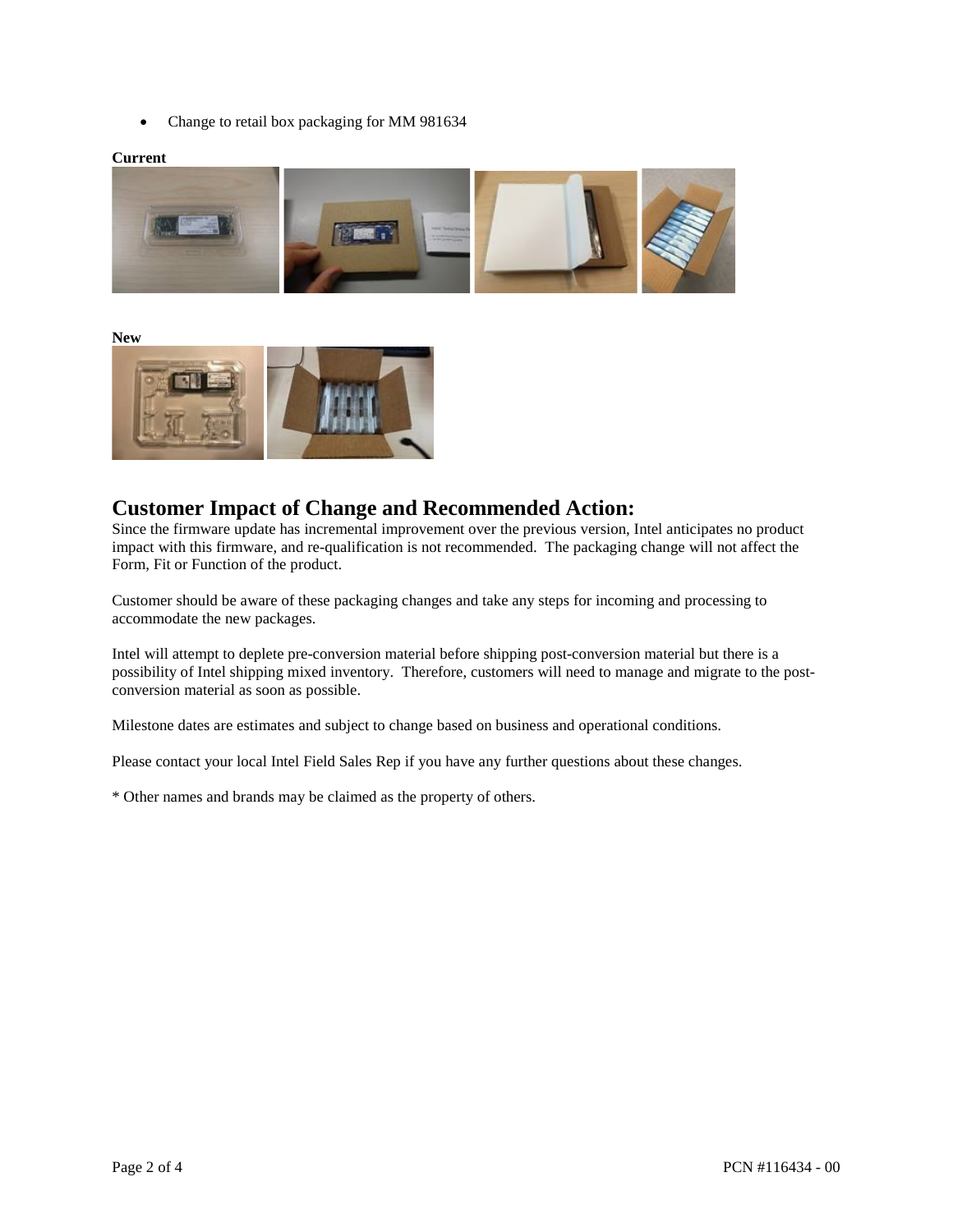- Change to retail box packaging for MM 981634

**Current**

**New**

## Customer Impact of Change and Recommended Action:

Since the firmware update has incremental improvement over the previous version, Intel anticipates no product impact with this firmware, and re-qualification is not recommended. The packaging change will not affect the Form, Fit or Function of the product.

Customer should be aware of these packaging changes and take any steps for incoming and processing to accommodate the new packages.

Intel will attempt to deplete pre-conversion material before shipping post-conversion material but there is a possibility of Intel shipping mixed inventory. Therefore, customers will need to manage and migrate to the post-conversion material as soon as possible.

Milestone dates are estimates and subject to change based on business and operational conditions.

Please contact your local Intel Field Sales Rep if you have any further questions about these changes.

* Other names and brands may be claimed as the property of others.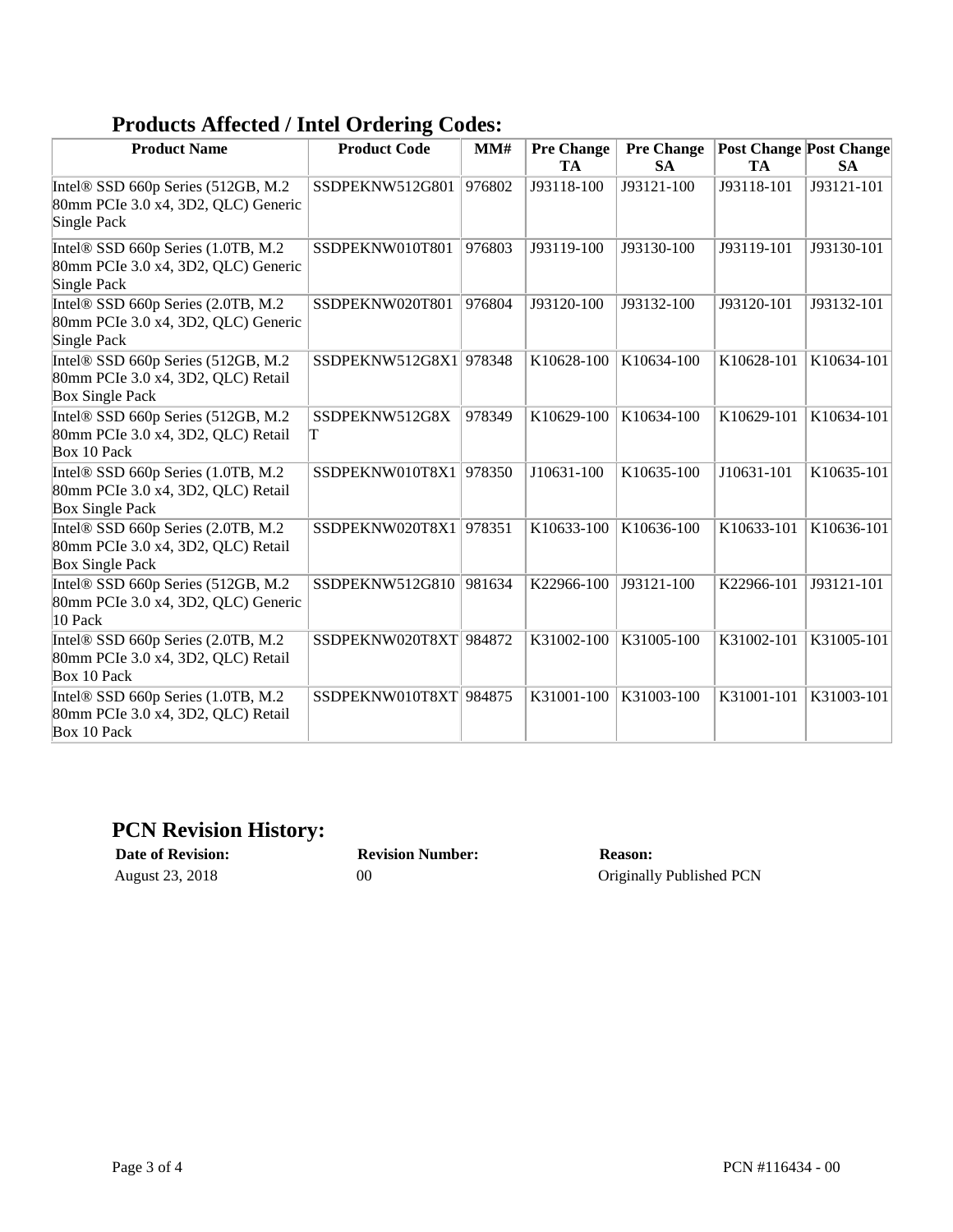## Products Affected / Intel Ordering Codes:

| Product Name | Product Code | MM# | Pre Change TA | Pre Change SA | Post Change TA | Post Change SA |
|---|---|---|---|---|---|---|
| Intel® SSD 660p Series (512GB, M.2 80mm PCIe 3.0 x4, 3D2, QLC) Generic Single Pack | SSDPEKNW512G801 | 976802 | J93118-100 | J93121-100 | J93118-101 | J93121-101 |
| Intel® SSD 660p Series (1.0TB, M.2 80mm PCIe 3.0 x4, 3D2, QLC) Generic Single Pack | SSDPEKNW010T801 | 976803 | J93119-100 | J93130-100 | J93119-101 | J93130-101 |
| Intel® SSD 660p Series (2.0TB, M.2 80mm PCIe 3.0 x4, 3D2, QLC) Generic Single Pack | SSDPEKNW020T801 | 976804 | J93120-100 | J93132-100 | J93120-101 | J93132-101 |
| Intel® SSD 660p Series (512GB, M.2 80mm PCIe 3.0 x4, 3D2, QLC) Retail Box Single Pack | SSDPEKNW512G8X1 | 978348 | K10628-100 | K10634-100 | K10628-101 | K10634-101 |
| Intel® SSD 660p Series (512GB, M.2 80mm PCIe 3.0 x4, 3D2, QLC) Retail Box 10 Pack | SSDPEKNW512G8XT | 978349 | K10629-100 | K10634-100 | K10629-101 | K10634-101 |
| Intel® SSD 660p Series (1.0TB, M.2 80mm PCIe 3.0 x4, 3D2, QLC) Retail Box Single Pack | SSDPEKNW010T8X1 | 978350 | J10631-100 | K10635-100 | J10631-101 | K10635-101 |
| Intel® SSD 660p Series (2.0TB, M.2 80mm PCIe 3.0 x4, 3D2, QLC) Retail Box Single Pack | SSDPEKNW020T8X1 | 978351 | K10633-100 | K10636-100 | K10633-101 | K10636-101 |
| Intel® SSD 660p Series (512GB, M.2 80mm PCIe 3.0 x4, 3D2, QLC) Generic 10 Pack | SSDPEKNW512G810 | 981634 | K22966-100 | J93121-100 | K22966-101 | J93121-101 |
| Intel® SSD 660p Series (2.0TB, M.2 80mm PCIe 3.0 x4, 3D2, QLC) Retail Box 10 Pack | SSDPEKNW020T8XT | 984872 | K31002-100 | K31005-100 | K31002-101 | K31005-101 |
| Intel® SSD 660p Series (1.0TB, M.2 80mm PCIe 3.0 x4, 3D2, QLC) Retail Box 10 Pack | SSDPEKNW010T8XT | 984875 | K31001-100 | K31003-100 | K31001-101 | K31003-101 |

## PCN Revision History:

| Date of Revision: | Revision Number: | Reason: |
|---|---|---|
| August 23, 2018 | 00 | Originally Published PCN |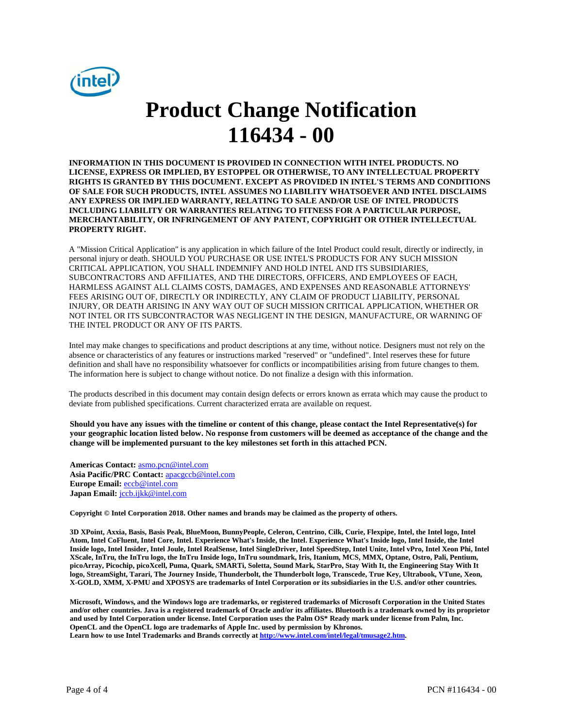# Product Change Notification
# 116434 - 00

**INFORMATION IN THIS DOCUMENT IS PROVIDED IN CONNECTION WITH INTEL PRODUCTS. NO LICENSE, EXPRESS OR IMPLIED, BY ESTOPPEL OR OTHERWISE, TO ANY INTELLECTUAL PROPERTY RIGHTS IS GRANTED BY THIS DOCUMENT. EXCEPT AS PROVIDED IN INTEL'S TERMS AND CONDITIONS OF SALE FOR SUCH PRODUCTS, INTEL ASSUMES NO LIABILITY WHATSOEVER AND INTEL DISCLAIMS ANY EXPRESS OR IMPLIED WARRANTY, RELATING TO SALE AND/OR USE OF INTEL PRODUCTS INCLUDING LIABILITY OR WARRANTIES RELATING TO FITNESS FOR A PARTICULAR PURPOSE, MERCHANTABILITY, OR INFRINGEMENT OF ANY PATENT, COPYRIGHT OR OTHER INTELLECTUAL PROPERTY RIGHT.**

A "Mission Critical Application" is any application in which failure of the Intel Product could result, directly or indirectly, in personal injury or death. SHOULD YOU PURCHASE OR USE INTEL'S PRODUCTS FOR ANY SUCH MISSION CRITICAL APPLICATION, YOU SHALL INDEMNIFY AND HOLD INTEL AND ITS SUBSIDIARIES, SUBCONTRACTORS AND AFFILIATES, AND THE DIRECTORS, OFFICERS, AND EMPLOYEES OF EACH, HARMLESS AGAINST ALL CLAIMS COSTS, DAMAGES, AND EXPENSES AND REASONABLE ATTORNEYS' FEES ARISING OUT OF, DIRECTLY OR INDIRECTLY, ANY CLAIM OF PRODUCT LIABILITY, PERSONAL INJURY, OR DEATH ARISING IN ANY WAY OUT OF SUCH MISSION CRITICAL APPLICATION, WHETHER OR NOT INTEL OR ITS SUBCONTRACTOR WAS NEGLIGENT IN THE DESIGN, MANUFACTURE, OR WARNING OF THE INTEL PRODUCT OR ANY OF ITS PARTS.

Intel may make changes to specifications and product descriptions at any time, without notice. Designers must not rely on the absence or characteristics of any features or instructions marked "reserved" or "undefined". Intel reserves these for future definition and shall have no responsibility whatsoever for conflicts or incompatibilities arising from future changes to them. The information here is subject to change without notice. Do not finalize a design with this information.

The products described in this document may contain design defects or errors known as errata which may cause the product to deviate from published specifications. Current characterized errata are available on request.

**Should you have any issues with the timeline or content of this change, please contact the Intel Representative(s) for your geographic location listed below. No response from customers will be deemed as acceptance of the change and the change will be implemented pursuant to the key milestones set forth in this attached PCN.**

**Americas Contact:** asmo.pcn@intel.com
**Asia Pacific/PRC Contact:** apacgccb@intel.com
**Europe Email:** eccb@intel.com
**Japan Email:** jccb.ijkk@intel.com

**Copyright © Intel Corporation 2018. Other names and brands may be claimed as the property of others.**

**3D XPoint, Axxia, Basis, Basis Peak, BlueMoon, BunnyPeople, Celeron, Centrino, Cilk, Curie, Flexpipe, Intel, the Intel logo, Intel Atom, Intel CoFluent, Intel Core, Intel. Experience What's Inside, the Intel. Experience What's Inside logo, Intel Inside, the Intel Inside logo, Intel Insider, Intel Joule, Intel RealSense, Intel SingleDriver, Intel SpeedStep, Intel Unite, Intel vPro, Intel Xeon Phi, Intel XScale, InTru, the InTru logo, the InTru Inside logo, InTru soundmark, Iris, Itanium, MCS, MMX, Optane, Ostro, Pali, Pentium, picoArray, Picochip, picoXcell, Puma, Quark, SMARTi, Soletta, Sound Mark, StarPro, Stay With It, the Engineering Stay With It logo, StreamSight, Tarari, The Journey Inside, Thunderbolt, the Thunderbolt logo, Transcede, True Key, Ultrabook, VTune, Xeon, X-GOLD, XMM, X-PMU and XPOSYS are trademarks of Intel Corporation or its subsidiaries in the U.S. and/or other countries.**

**Microsoft, Windows, and the Windows logo are trademarks, or registered trademarks of Microsoft Corporation in the United States and/or other countries. Java is a registered trademark of Oracle and/or its affiliates. Bluetooth is a trademark owned by its proprietor and used by Intel Corporation under license. Intel Corporation uses the Palm OS* Ready mark under license from Palm, Inc. OpenCL and the OpenCL logo are trademarks of Apple Inc. used by permission by Khronos.**
**Learn how to use Intel Trademarks and Brands correctly at http://www.intel.com/intel/legal/tmusage2.htm.**